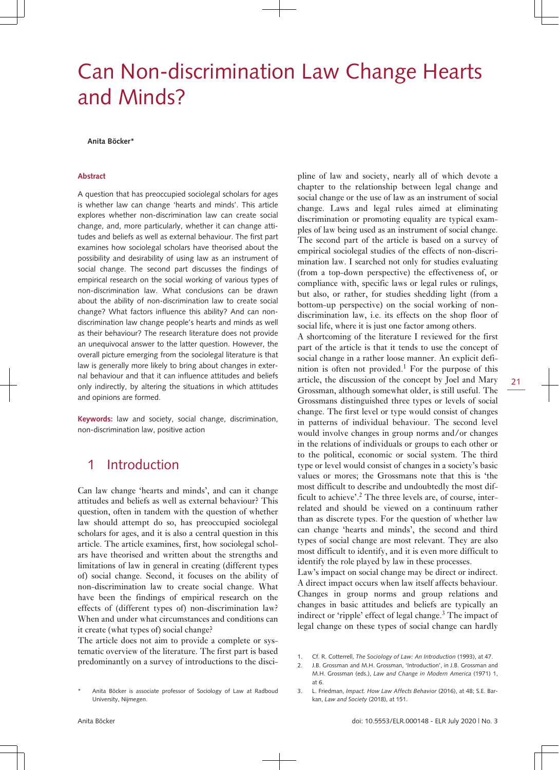# Can Non-discrimination Law Change Hearts and Minds?

**Anita Böcker***

**Abstract**

A question that has preoccupied sociolegal scholars for ages is whether law can change 'hearts and minds'. This article explores whether non-discrimination law can create social change, and, more particularly, whether it can change attitudes and beliefs as well as external behaviour. The first part examines how sociolegal scholars have theorised about the possibility and desirability of using law as an instrument of social change. The second part discusses the findings of empirical research on the social working of various types of non-discrimination law. What conclusions can be drawn about the ability of non-discrimination law to create social change? What factors influence this ability? And can non-discrimination law change people's hearts and minds as well as their behaviour? The research literature does not provide an unequivocal answer to the latter question. However, the overall picture emerging from the sociolegal literature is that law is generally more likely to bring about changes in external behaviour and that it can influence attitudes and beliefs only indirectly, by altering the situations in which attitudes and opinions are formed.

**Keywords:** law and society, social change, discrimination, non-discrimination law, positive action

## 1 Introduction

Can law change 'hearts and minds', and can it change attitudes and beliefs as well as external behaviour? This question, often in tandem with the question of whether law should attempt do so, has preoccupied sociolegal scholars for ages, and it is also a central question in this article. The article examines, first, how sociolegal scholars have theorised and written about the strengths and limitations of law in general in creating (different types of) social change. Second, it focuses on the ability of non-discrimination law to create social change. What have been the findings of empirical research on the effects of (different types of) non-discrimination law? When and under what circumstances and conditions can it create (what types of) social change?

The article does not aim to provide a complete or systematic overview of the literature. The first part is based predominantly on a survey of introductions to the discipline of law and society, nearly all of which devote a chapter to the relationship between legal change and social change or the use of law as an instrument of social change. Laws and legal rules aimed at eliminating discrimination or promoting equality are typical examples of law being used as an instrument of social change. The second part of the article is based on a survey of empirical sociolegal studies of the effects of non-discrimination law. I searched not only for studies evaluating (from a top-down perspective) the effectiveness of, or compliance with, specific laws or legal rules or rulings, but also, or rather, for studies shedding light (from a bottom-up perspective) on the social working of non-discrimination law, i.e. its effects on the shop floor of social life, where it is just one factor among others.

A shortcoming of the literature I reviewed for the first part of the article is that it tends to use the concept of social change in a rather loose manner. An explicit definition is often not provided.[1] For the purpose of this article, the discussion of the concept by Joel and Mary Grossman, although somewhat older, is still useful. The Grossmans distinguished three types or levels of social change. The first level or type would consist of changes in patterns of individual behaviour. The second level would involve changes in group norms and/or changes in the relations of individuals or groups to each other or to the political, economic or social system. The third type or level would consist of changes in a society's basic values or mores; the Grossmans note that this is 'the most difficult to describe and undoubtedly the most difficult to achieve'.[2] The three levels are, of course, interrelated and should be viewed on a continuum rather than as discrete types. For the question of whether law can change 'hearts and minds', the second and third types of social change are most relevant. They are also most difficult to identify, and it is even more difficult to identify the role played by law in these processes.

Law's impact on social change may be direct or indirect. A direct impact occurs when law itself affects behaviour. Changes in group norms and group relations and changes in basic attitudes and beliefs are typically an indirect or 'ripple' effect of legal change.[3] The impact of legal change on these types of social change can hardly

\* Anita Böcker is associate professor of Sociology of Law at Radboud University, Nijmegen.

1. Cf. R. Cotterrell, *The Sociology of Law: An Introduction* (1993), at 47.
2. J.B. Grossman and M.H. Grossman, 'Introduction', in J.B. Grossman and M.H. Grossman (eds.), *Law and Change in Modern America* (1971) 1, at 6.
3. L. Friedman, *Impact. How Law Affects Behavior* (2016), at 48; S.E. Barkan, *Law and Society* (2018), at 151.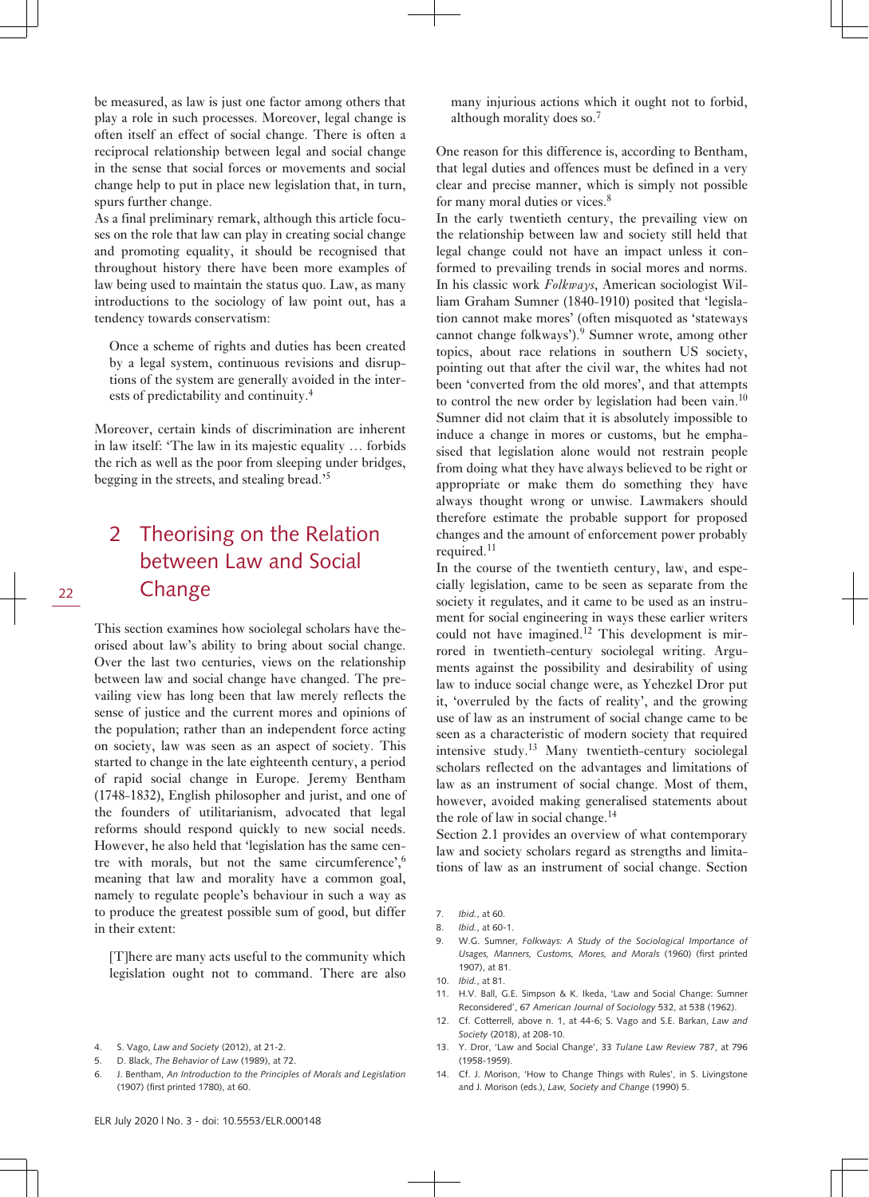be measured, as law is just one factor among others that play a role in such processes. Moreover, legal change is often itself an effect of social change. There is often a reciprocal relationship between legal and social change in the sense that social forces or movements and social change help to put in place new legislation that, in turn, spurs further change.

As a final preliminary remark, although this article focuses on the role that law can play in creating social change and promoting equality, it should be recognised that throughout history there have been more examples of law being used to maintain the status quo. Law, as many introductions to the sociology of law point out, has a tendency towards conservatism:

> Once a scheme of rights and duties has been created by a legal system, continuous revisions and disruptions of the system are generally avoided in the interests of predictability and continuity.[4]

Moreover, certain kinds of discrimination are inherent in law itself: 'The law in its majestic equality … forbids the rich as well as the poor from sleeping under bridges, begging in the streets, and stealing bread.'[5]

## 2 Theorising on the Relation between Law and Social Change

This section examines how sociolegal scholars have theorised about law's ability to bring about social change. Over the last two centuries, views on the relationship between law and social change have changed. The prevailing view has long been that law merely reflects the sense of justice and the current mores and opinions of the population; rather than an independent force acting on society, law was seen as an aspect of society. This started to change in the late eighteenth century, a period of rapid social change in Europe. Jeremy Bentham (1748-1832), English philosopher and jurist, and one of the founders of utilitarianism, advocated that legal reforms should respond quickly to new social needs. However, he also held that 'legislation has the same centre with morals, but not the same circumference',[6] meaning that law and morality have a common goal, namely to regulate people's behaviour in such a way as to produce the greatest possible sum of good, but differ in their extent:

> [T]here are many acts useful to the community which legislation ought not to command. There are also many injurious actions which it ought not to forbid, although morality does so.[7]

One reason for this difference is, according to Bentham, that legal duties and offences must be defined in a very clear and precise manner, which is simply not possible for many moral duties or vices.[8]

In the early twentieth century, the prevailing view on the relationship between law and society still held that legal change could not have an impact unless it conformed to prevailing trends in social mores and norms. In his classic work *Folkways*, American sociologist William Graham Sumner (1840-1910) posited that 'legislation cannot make mores' (often misquoted as 'stateways cannot change folkways').[9] Sumner wrote, among other topics, about race relations in southern US society, pointing out that after the civil war, the whites had not been 'converted from the old mores', and that attempts to control the new order by legislation had been vain.[10] Sumner did not claim that it is absolutely impossible to induce a change in mores or customs, but he emphasised that legislation alone would not restrain people from doing what they have always believed to be right or appropriate or make them do something they have always thought wrong or unwise. Lawmakers should therefore estimate the probable support for proposed changes and the amount of enforcement power probably required.[11]

In the course of the twentieth century, law, and especially legislation, came to be seen as separate from the society it regulates, and it came to be used as an instrument for social engineering in ways these earlier writers could not have imagined.[12] This development is mirrored in twentieth-century sociolegal writing. Arguments against the possibility and desirability of using law to induce social change were, as Yehezkel Dror put it, 'overruled by the facts of reality', and the growing use of law as an instrument of social change came to be seen as a characteristic of modern society that required intensive study.[13] Many twentieth-century sociolegal scholars reflected on the advantages and limitations of law as an instrument of social change. Most of them, however, avoided making generalised statements about the role of law in social change.[14]

Section 2.1 provides an overview of what contemporary law and society scholars regard as strengths and limitations of law as an instrument of social change. Section

4. S. Vago, *Law and Society* (2012), at 21-2.
5. D. Black, *The Behavior of Law* (1989), at 72.
6. J. Bentham, *An Introduction to the Principles of Morals and Legislation* (1907) (first printed 1780), at 60.
7. *Ibid.*, at 60.
8. *Ibid.*, at 60-1.
9. W.G. Sumner, *Folkways: A Study of the Sociological Importance of Usages, Manners, Customs, Mores, and Morals* (1960) (first printed 1907), at 81.
10. *Ibid.*, at 81.
11. H.V. Ball, G.E. Simpson & K. Ikeda, 'Law and Social Change: Sumner Reconsidered', 67 *American Journal of Sociology* 532, at 538 (1962).
12. Cf. Cotterell, above n. 1, at 44-6; S. Vago and S.E. Barkan, *Law and Society* (2018), at 208-10.
13. Y. Dror, 'Law and Social Change', 33 *Tulane Law Review* 787, at 796 (1958-1959).
14. Cf. J. Morison, 'How to Change Things with Rules', in S. Livingstone and J. Morison (eds.), *Law, Society and Change* (1990) 5.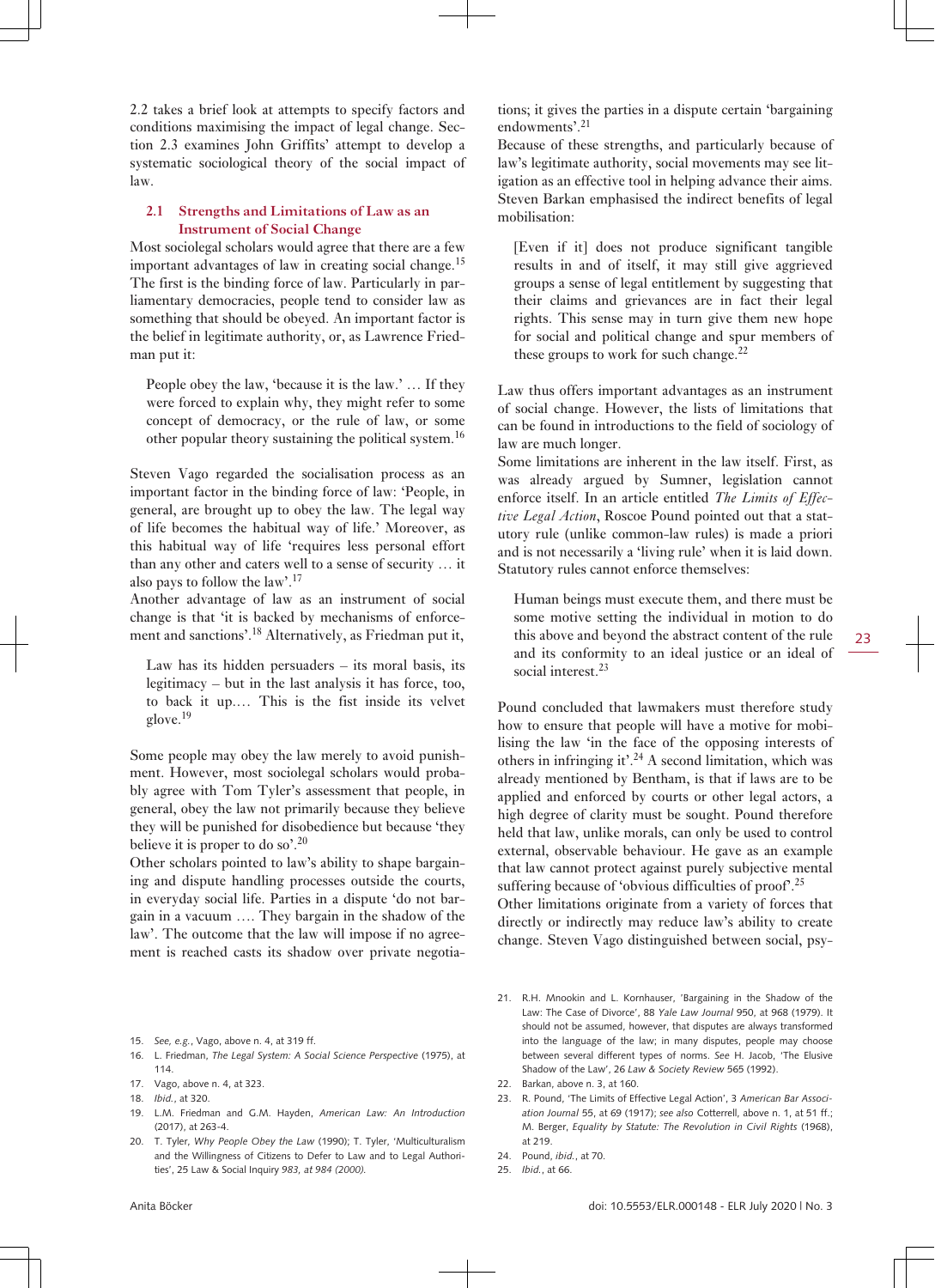2.2 takes a brief look at attempts to specify factors and conditions maximising the impact of legal change. Section 2.3 examines John Griffits' attempt to develop a systematic sociological theory of the social impact of law.

### 2.1 Strengths and Limitations of Law as an Instrument of Social Change

Most sociolegal scholars would agree that there are a few important advantages of law in creating social change.[15] The first is the binding force of law. Particularly in parliamentary democracies, people tend to consider law as something that should be obeyed. An important factor is the belief in legitimate authority, or, as Lawrence Friedman put it:

> People obey the law, 'because it is the law.' … If they were forced to explain why, they might refer to some concept of democracy, or the rule of law, or some other popular theory sustaining the political system.[16]

Steven Vago regarded the socialisation process as an important factor in the binding force of law: 'People, in general, are brought up to obey the law. The legal way of life becomes the habitual way of life.' Moreover, as this habitual way of life 'requires less personal effort than any other and caters well to a sense of security … it also pays to follow the law'.[17]

Another advantage of law as an instrument of social change is that 'it is backed by mechanisms of enforcement and sanctions'.[18] Alternatively, as Friedman put it,

> Law has its hidden persuaders – its moral basis, its legitimacy – but in the last analysis it has force, too, to back it up.… This is the fist inside its velvet glove.[19]

Some people may obey the law merely to avoid punishment. However, most sociolegal scholars would probably agree with Tom Tyler's assessment that people, in general, obey the law not primarily because they believe they will be punished for disobedience but because 'they believe it is proper to do so'.[20]

Other scholars pointed to law's ability to shape bargaining and dispute handling processes outside the courts, in everyday social life. Parties in a dispute 'do not bargain in a vacuum …. They bargain in the shadow of the law'. The outcome that the law will impose if no agreement is reached casts its shadow over private negotiations; it gives the parties in a dispute certain 'bargaining endowments'.[21]

Because of these strengths, and particularly because of law's legitimate authority, social movements may see litigation as an effective tool in helping advance their aims. Steven Barkan emphasised the indirect benefits of legal mobilisation:

> [Even if it] does not produce significant tangible results in and of itself, it may still give aggrieved groups a sense of legal entitlement by suggesting that their claims and grievances are in fact their legal rights. This sense may in turn give them new hope for social and political change and spur members of these groups to work for such change.[22]

Law thus offers important advantages as an instrument of social change. However, the lists of limitations that can be found in introductions to the field of sociology of law are much longer.

Some limitations are inherent in the law itself. First, as was already argued by Sumner, legislation cannot enforce itself. In an article entitled *The Limits of Effective Legal Action*, Roscoe Pound pointed out that a statutory rule (unlike common-law rules) is made a priori and is not necessarily a 'living rule' when it is laid down. Statutory rules cannot enforce themselves:

> Human beings must execute them, and there must be some motive setting the individual in motion to do this above and beyond the abstract content of the rule and its conformity to an ideal justice or an ideal of social interest.[23]

Pound concluded that lawmakers must therefore study how to ensure that people will have a motive for mobilising the law 'in the face of the opposing interests of others in infringing it'.[24] A second limitation, which was already mentioned by Bentham, is that if laws are to be applied and enforced by courts or other legal actors, a high degree of clarity must be sought. Pound therefore held that law, unlike morals, can only be used to control external, observable behaviour. He gave as an example that law cannot protect against purely subjective mental suffering because of 'obvious difficulties of proof'.[25]

Other limitations originate from a variety of forces that directly or indirectly may reduce law's ability to create change. Steven Vago distinguished between social, psy-

---

15. *See, e.g.*, Vago, above n. 4, at 319 ff.
16. L. Friedman, *The Legal System: A Social Science Perspective* (1975), at 114.
17. Vago, above n. 4, at 323.
18. *Ibid.*, at 320.
19. L.M. Friedman and G.M. Hayden, *American Law: An Introduction* (2017), at 263-4.
20. T. Tyler, *Why People Obey the Law* (1990); T. Tyler, 'Multiculturalism and the Willingness of Citizens to Defer to Law and to Legal Authorities', 25 Law & Social Inquiry *983, at 984 (2000).*
21. R.H. Mnookin and L. Kornhauser, 'Bargaining in the Shadow of the Law: The Case of Divorce', 88 *Yale Law Journal* 950, at 968 (1979). It should not be assumed, however, that disputes are always transformed into the language of the law; in many disputes, people may choose between several different types of norms. *See* H. Jacob, 'The Elusive Shadow of the Law', 26 *Law & Society Review* 565 (1992).
22. Barkan, above n. 3, at 160.
23. R. Pound, 'The Limits of Effective Legal Action', 3 *American Bar Association Journal* 55, at 69 (1917); *see also* Cotterrell, above n. 1, at 51 ff.; M. Berger, *Equality by Statute: The Revolution in Civil Rights* (1968), at 219.
24. Pound, *ibid.*, at 70.
25. *Ibid.*, at 66.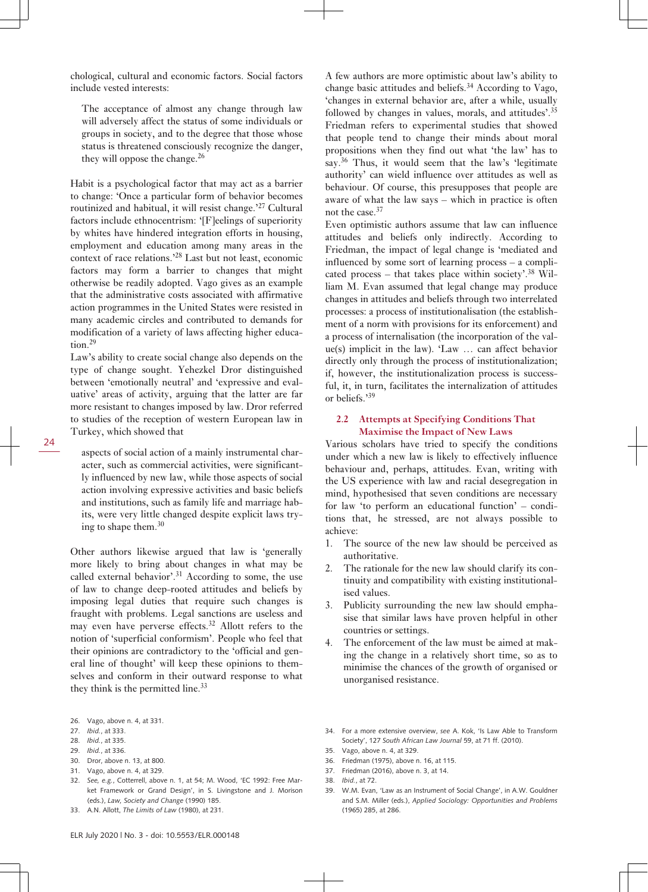chological, cultural and economic factors. Social factors include vested interests:

> The acceptance of almost any change through law will adversely affect the status of some individuals or groups in society, and to the degree that those whose status is threatened consciously recognize the danger, they will oppose the change.[26]

Habit is a psychological factor that may act as a barrier to change: 'Once a particular form of behavior becomes routinized and habitual, it will resist change.'[27] Cultural factors include ethnocentrism: '[F]eelings of superiority by whites have hindered integration efforts in housing, employment and education among many areas in the context of race relations.'[28] Last but not least, economic factors may form a barrier to changes that might otherwise be readily adopted. Vago gives as an example that the administrative costs associated with affirmative action programmes in the United States were resisted in many academic circles and contributed to demands for modification of a variety of laws affecting higher education.[29]

Law's ability to create social change also depends on the type of change sought. Yehezkel Dror distinguished between 'emotionally neutral' and 'expressive and evaluative' areas of activity, arguing that the latter are far more resistant to changes imposed by law. Dror referred to studies of the reception of western European law in Turkey, which showed that

> aspects of social action of a mainly instrumental character, such as commercial activities, were significantly influenced by new law, while those aspects of social action involving expressive activities and basic beliefs and institutions, such as family life and marriage habits, were very little changed despite explicit laws trying to shape them.[30]

Other authors likewise argued that law is 'generally more likely to bring about changes in what may be called external behavior'.[31] According to some, the use of law to change deep-rooted attitudes and beliefs by imposing legal duties that require such changes is fraught with problems. Legal sanctions are useless and may even have perverse effects.[32] Allott refers to the notion of 'superficial conformism'. People who feel that their opinions are contradictory to the 'official and general line of thought' will keep these opinions to themselves and conform in their outward response to what they think is the permitted line.[33]

A few authors are more optimistic about law's ability to change basic attitudes and beliefs.[34] According to Vago, 'changes in external behavior are, after a while, usually followed by changes in values, morals, and attitudes'.[35] Friedman refers to experimental studies that showed that people tend to change their minds about moral propositions when they find out what 'the law' has to say.[36] Thus, it would seem that the law's 'legitimate authority' can wield influence over attitudes as well as behaviour. Of course, this presupposes that people are aware of what the law says – which in practice is often not the case.[37]

Even optimistic authors assume that law can influence attitudes and beliefs only indirectly. According to Friedman, the impact of legal change is 'mediated and influenced by some sort of learning process – a complicated process – that takes place within society'.[38] William M. Evan assumed that legal change may produce changes in attitudes and beliefs through two interrelated processes: a process of institutionalisation (the establishment of a norm with provisions for its enforcement) and a process of internalisation (the incorporation of the value(s) implicit in the law). 'Law … can affect behavior directly only through the process of institutionalization; if, however, the institutionalization process is successful, it, in turn, facilitates the internalization of attitudes or beliefs.'[39]

## 2.2 Attempts at Specifying Conditions That Maximise the Impact of New Laws

Various scholars have tried to specify the conditions under which a new law is likely to effectively influence behaviour and, perhaps, attitudes. Evan, writing with the US experience with law and racial desegregation in mind, hypothesised that seven conditions are necessary for law 'to perform an educational function' – conditions that, he stressed, are not always possible to achieve:

1. The source of the new law should be perceived as authoritative.
2. The rationale for the new law should clarify its continuity and compatibility with existing institutionalised values.
3. Publicity surrounding the new law should emphasise that similar laws have proven helpful in other countries or settings.
4. The enforcement of the law must be aimed at making the change in a relatively short time, so as to minimise the chances of the growth of organised or unorganised resistance.

26. Vago, above n. 4, at 331.
27. *Ibid.*, at 333.
28. *Ibid.*, at 335.
29. *Ibid.*, at 336.
30. Dror, above n. 13, at 800.
31. Vago, above n. 4, at 329.
32. *See, e.g.*, Cotterrell, above n. 1, at 54; M. Wood, 'EC 1992: Free Market Framework or Grand Design', in S. Livingstone and J. Morison (eds.), *Law, Society and Change* (1990) 185.
33. A.N. Allott, *The Limits of Law* (1980), at 231.
34. For a more extensive overview, *see* A. Kok, 'Is Law Able to Transform Society', 127 *South African Law Journal* 59, at 71 ff. (2010).
35. Vago, above n. 4, at 329.
36. Friedman (1975), above n. 16, at 115.
37. Friedman (2016), above n. 3, at 14.
38. *Ibid.*, at 72.
39. W.M. Evan, 'Law as an Instrument of Social Change', in A.W. Gouldner and S.M. Miller (eds.), *Applied Sociology: Opportunities and Problems* (1965) 285, at 286.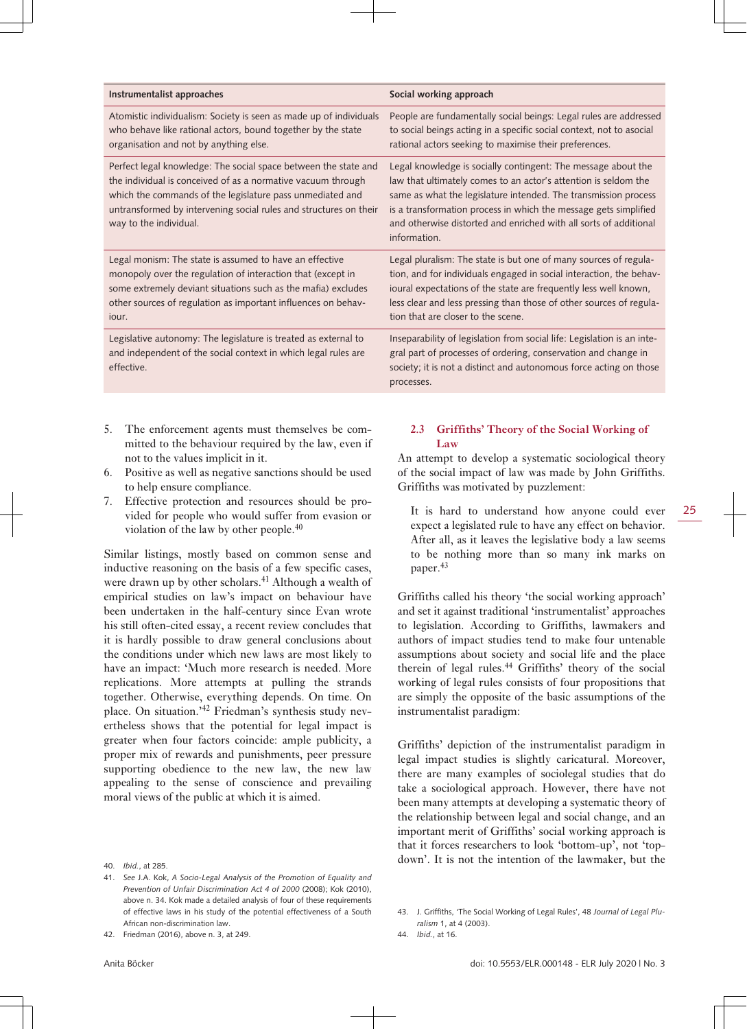| Instrumentalist approaches | Social working approach |
|---|---|
| Atomistic individualism: Society is seen as made up of individuals who behave like rational actors, bound together by the state organisation and not by anything else. | People are fundamentally social beings: Legal rules are addressed to social beings acting in a specific social context, not to asocial rational actors seeking to maximise their preferences. |
| Perfect legal knowledge: The social space between the state and the individual is conceived of as a normative vacuum through which the commands of the legislature pass unmediated and untransformed by intervening social rules and structures on their way to the individual. | Legal knowledge is socially contingent: The message about the law that ultimately comes to an actor's attention is seldom the same as what the legislature intended. The transmission process is a transformation process in which the message gets simplified and otherwise distorted and enriched with all sorts of additional information. |
| Legal monism: The state is assumed to have an effective monopoly over the regulation of interaction that (except in some extremely deviant situations such as the mafia) excludes other sources of regulation as important influences on behaviour. | Legal pluralism: The state is but one of many sources of regulation, and for individuals engaged in social interaction, the behavioural expectations of the state are frequently less well known, less clear and less pressing than those of other sources of regulation that are closer to the scene. |
| Legislative autonomy: The legislature is treated as external to and independent of the social context in which legal rules are effective. | Inseparability of legislation from social life: Legislation is an integral part of processes of ordering, conservation and change in society; it is not a distinct and autonomous force acting on those processes. |

5. The enforcement agents must themselves be committed to the behaviour required by the law, even if not to the values implicit in it.
6. Positive as well as negative sanctions should be used to help ensure compliance.
7. Effective protection and resources should be provided for people who would suffer from evasion or violation of the law by other people.[40]

Similar listings, mostly based on common sense and inductive reasoning on the basis of a few specific cases, were drawn up by other scholars.[41] Although a wealth of empirical studies on law's impact on behaviour have been undertaken in the half-century since Evan wrote his still often-cited essay, a recent review concludes that it is hardly possible to draw general conclusions about the conditions under which new laws are most likely to have an impact: 'Much more research is needed. More replications. More attempts at pulling the strands together. Otherwise, everything depends. On time. On place. On situation.'[42] Friedman's synthesis study nevertheless shows that the potential for legal impact is greater when four factors coincide: ample publicity, a proper mix of rewards and punishments, peer pressure supporting obedience to the new law, the new law appealing to the sense of conscience and prevailing moral views of the public at which it is aimed.

## 2.3 Griffiths' Theory of the Social Working of Law

An attempt to develop a systematic sociological theory of the social impact of law was made by John Griffiths. Griffiths was motivated by puzzlement:

> It is hard to understand how anyone could ever expect a legislated rule to have any effect on behavior. After all, as it leaves the legislative body a law seems to be nothing more than so many ink marks on paper.[43]

Griffiths called his theory 'the social working approach' and set it against traditional 'instrumentalist' approaches to legislation. According to Griffiths, lawmakers and authors of impact studies tend to make four untenable assumptions about society and social life and the place therein of legal rules.[44] Griffiths' theory of the social working of legal rules consists of four propositions that are simply the opposite of the basic assumptions of the instrumentalist paradigm:

Griffiths' depiction of the instrumentalist paradigm in legal impact studies is slightly caricatural. Moreover, there are many examples of sociolegal studies that do take a sociological approach. However, there have not been many attempts at developing a systematic theory of the relationship between legal and social change, and an important merit of Griffiths' social working approach is that it forces researchers to look 'bottom-up', not 'top-down'. It is not the intention of the lawmaker, but the

40. *Ibid.*, at 285.
41. *See* J.A. Kok, *A Socio-Legal Analysis of the Promotion of Equality and Prevention of Unfair Discrimination Act 4 of 2000* (2008); Kok (2010), above n. 34. Kok made a detailed analysis of four of these requirements of effective laws in his study of the potential effectiveness of a South African non-discrimination law.
42. Friedman (2016), above n. 3, at 249.
43. J. Griffiths, 'The Social Working of Legal Rules', 48 *Journal of Legal Pluralism* 1, at 4 (2003).
44. *Ibid.*, at 16.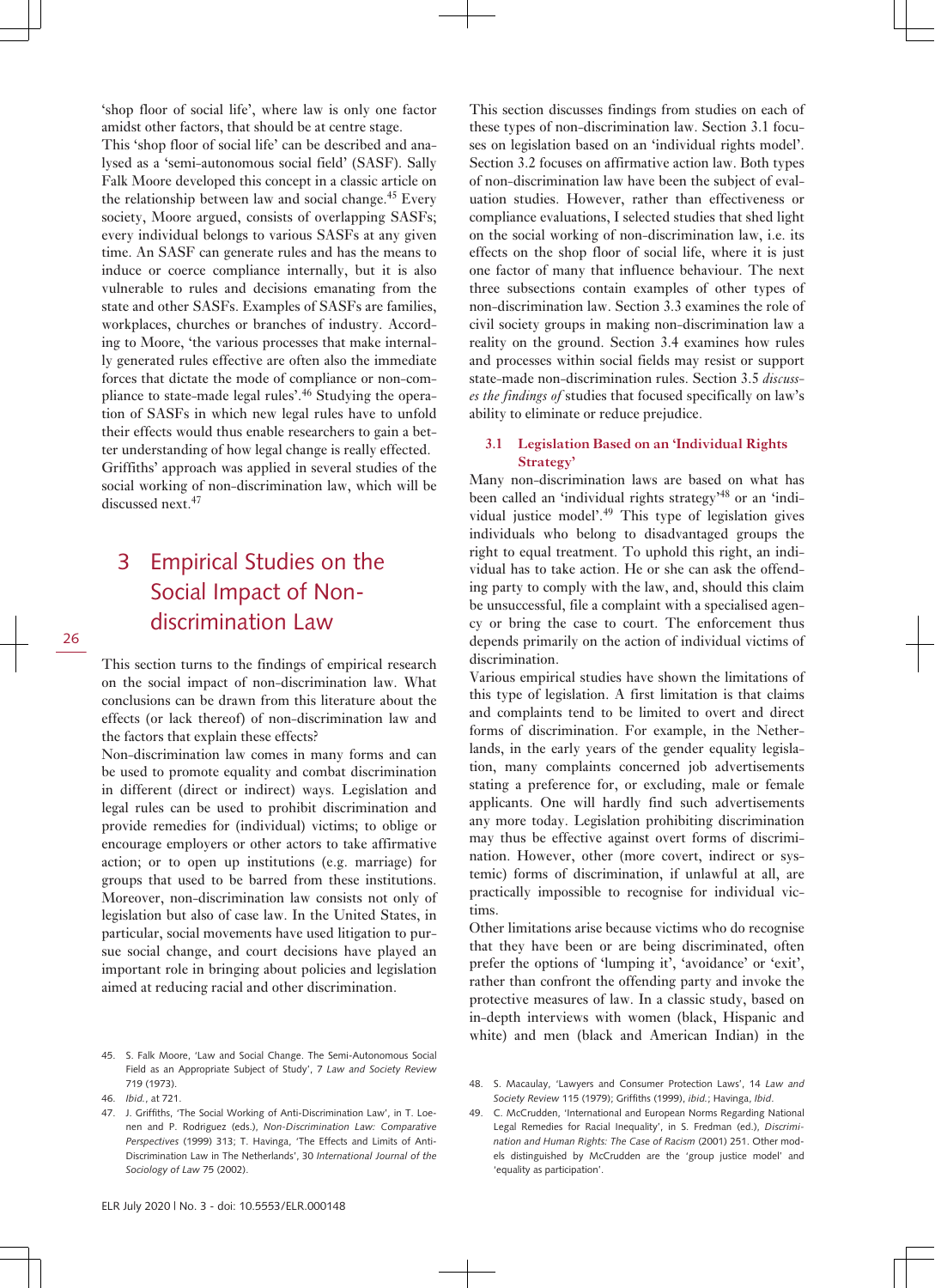'shop floor of social life', where law is only one factor amidst other factors, that should be at centre stage.

This 'shop floor of social life' can be described and analysed as a 'semi-autonomous social field' (SASF). Sally Falk Moore developed this concept in a classic article on the relationship between law and social change.[45] Every society, Moore argued, consists of overlapping SASFs; every individual belongs to various SASFs at any given time. An SASF can generate rules and has the means to induce or coerce compliance internally, but it is also vulnerable to rules and decisions emanating from the state and other SASFs. Examples of SASFs are families, workplaces, churches or branches of industry. According to Moore, 'the various processes that make internally generated rules effective are often also the immediate forces that dictate the mode of compliance or non-compliance to state-made legal rules'.[46] Studying the operation of SASFs in which new legal rules have to unfold their effects would thus enable researchers to gain a better understanding of how legal change is really effected.

Griffiths' approach was applied in several studies of the social working of non-discrimination law, which will be discussed next.[47]

## 3 Empirical Studies on the Social Impact of Non-discrimination Law

This section turns to the findings of empirical research on the social impact of non-discrimination law. What conclusions can be drawn from this literature about the effects (or lack thereof) of non-discrimination law and the factors that explain these effects?

Non-discrimination law comes in many forms and can be used to promote equality and combat discrimination in different (direct or indirect) ways. Legislation and legal rules can be used to prohibit discrimination and provide remedies for (individual) victims; to oblige or encourage employers or other actors to take affirmative action; or to open up institutions (e.g. marriage) for groups that used to be barred from these institutions. Moreover, non-discrimination law consists not only of legislation but also of case law. In the United States, in particular, social movements have used litigation to pursue social change, and court decisions have played an important role in bringing about policies and legislation aimed at reducing racial and other discrimination.

This section discusses findings from studies on each of these types of non-discrimination law. Section 3.1 focuses on legislation based on an 'individual rights model'. Section 3.2 focuses on affirmative action law. Both types of non-discrimination law have been the subject of evaluation studies. However, rather than effectiveness or compliance evaluations, I selected studies that shed light on the social working of non-discrimination law, i.e. its effects on the shop floor of social life, where it is just one factor of many that influence behaviour. The next three subsections contain examples of other types of non-discrimination law. Section 3.3 examines the role of civil society groups in making non-discrimination law a reality on the ground. Section 3.4 examines how rules and processes within social fields may resist or support state-made non-discrimination rules. Section 3.5 *discusses the findings of* studies that focused specifically on law's ability to eliminate or reduce prejudice.

### 3.1 Legislation Based on an 'Individual Rights Strategy'

Many non-discrimination laws are based on what has been called an 'individual rights strategy'[48] or an 'individual justice model'.[49] This type of legislation gives individuals who belong to disadvantaged groups the right to equal treatment. To uphold this right, an individual has to take action. He or she can ask the offending party to comply with the law, and, should this claim be unsuccessful, file a complaint with a specialised agency or bring the case to court. The enforcement thus depends primarily on the action of individual victims of discrimination.

Various empirical studies have shown the limitations of this type of legislation. A first limitation is that claims and complaints tend to be limited to overt and direct forms of discrimination. For example, in the Netherlands, in the early years of the gender equality legislation, many complaints concerned job advertisements stating a preference for, or excluding, male or female applicants. One will hardly find such advertisements any more today. Legislation prohibiting discrimination may thus be effective against overt forms of discrimination. However, other (more covert, indirect or systemic) forms of discrimination, if unlawful at all, are practically impossible to recognise for individual victims.

Other limitations arise because victims who do recognise that they have been or are being discriminated, often prefer the options of 'lumping it', 'avoidance' or 'exit', rather than confront the offending party and invoke the protective measures of law. In a classic study, based on in-depth interviews with women (black, Hispanic and white) and men (black and American Indian) in the

45. S. Falk Moore, 'Law and Social Change. The Semi-Autonomous Social Field as an Appropriate Subject of Study', 7 *Law and Society Review* 719 (1973).
46. *Ibid.*, at 721.
47. J. Griffiths, 'The Social Working of Anti-Discrimination Law', in T. Loenen and P. Rodriguez (eds.), *Non-Discrimination Law: Comparative Perspectives* (1999) 313; T. Havinga, 'The Effects and Limits of Anti-Discrimination Law in The Netherlands', 30 *International Journal of the Sociology of Law* 75 (2002).
48. S. Macaulay, 'Lawyers and Consumer Protection Laws', 14 *Law and Society Review* 115 (1979); Griffiths (1999), *ibid.*; Havinga, *Ibid*.
49. C. McCrudden, 'International and European Norms Regarding National Legal Remedies for Racial Inequality', in S. Fredman (ed.), *Discrimination and Human Rights: The Case of Racism* (2001) 251. Other models distinguished by McCrudden are the 'group justice model' and 'equality as participation'.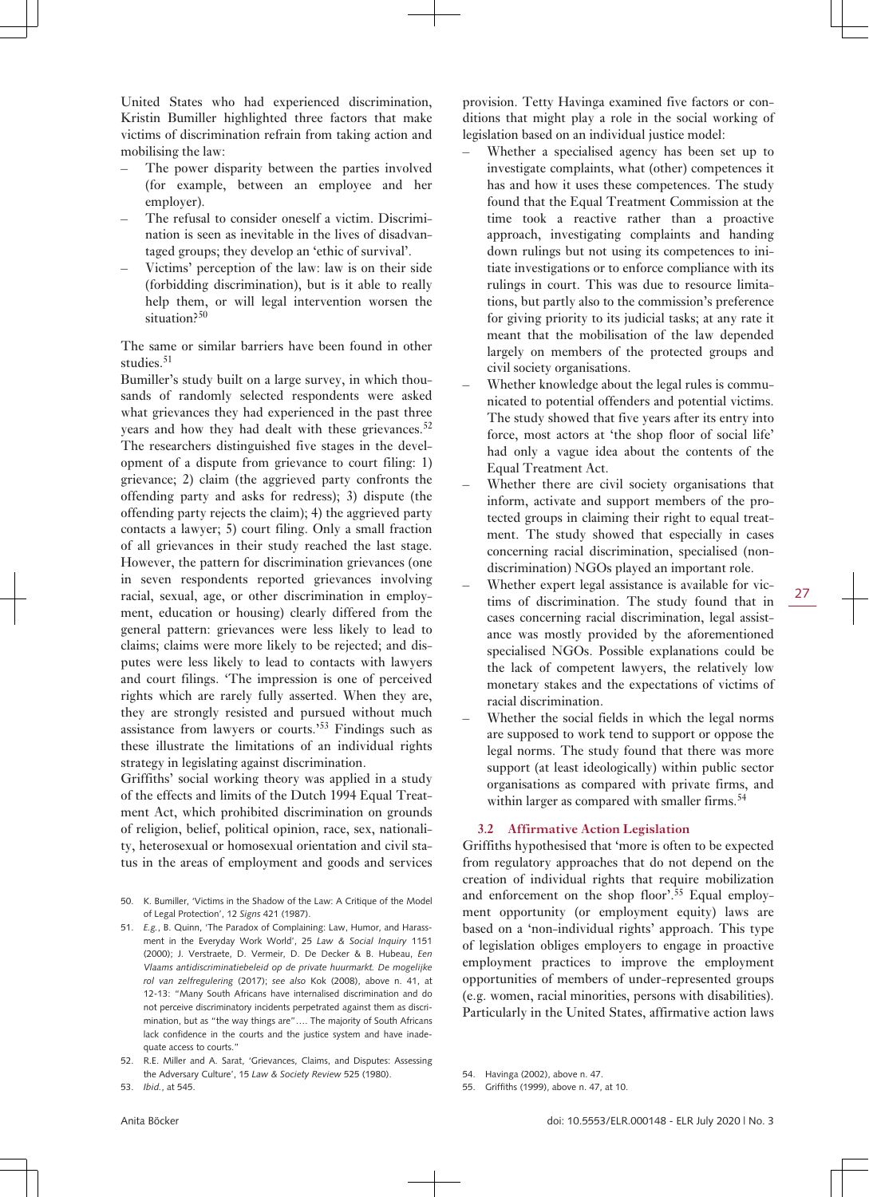United States who had experienced discrimination, Kristin Bumiller highlighted three factors that make victims of discrimination refrain from taking action and mobilising the law:

- The power disparity between the parties involved (for example, between an employee and her employer).
- The refusal to consider oneself a victim. Discrimination is seen as inevitable in the lives of disadvantaged groups; they develop an 'ethic of survival'.
- Victims' perception of the law: law is on their side (forbidding discrimination), but is it able to really help them, or will legal intervention worsen the situation?[50]

The same or similar barriers have been found in other studies.[51]

Bumiller's study built on a large survey, in which thousands of randomly selected respondents were asked what grievances they had experienced in the past three years and how they had dealt with these grievances.[52] The researchers distinguished five stages in the development of a dispute from grievance to court filing: 1) grievance; 2) claim (the aggrieved party confronts the offending party and asks for redress); 3) dispute (the offending party rejects the claim); 4) the aggrieved party contacts a lawyer; 5) court filing. Only a small fraction of all grievances in their study reached the last stage. However, the pattern for discrimination grievances (one in seven respondents reported grievances involving racial, sexual, age, or other discrimination in employment, education or housing) clearly differed from the general pattern: grievances were less likely to lead to claims; claims were more likely to be rejected; and disputes were less likely to lead to contacts with lawyers and court filings. 'The impression is one of perceived rights which are rarely fully asserted. When they are, they are strongly resisted and pursued without much assistance from lawyers or courts.'[53] Findings such as these illustrate the limitations of an individual rights strategy in legislating against discrimination.

Griffiths' social working theory was applied in a study of the effects and limits of the Dutch 1994 Equal Treatment Act, which prohibited discrimination on grounds of religion, belief, political opinion, race, sex, nationality, heterosexual or homosexual orientation and civil status in the areas of employment and goods and services provision. Tetty Havinga examined five factors or conditions that might play a role in the social working of legislation based on an individual justice model:

- Whether a specialised agency has been set up to investigate complaints, what (other) competences it has and how it uses these competences. The study found that the Equal Treatment Commission at the time took a reactive rather than a proactive approach, investigating complaints and handing down rulings but not using its competences to initiate investigations or to enforce compliance with its rulings in court. This was due to resource limitations, but partly also to the commission's preference for giving priority to its judicial tasks; at any rate it meant that the mobilisation of the law depended largely on members of the protected groups and civil society organisations.
- Whether knowledge about the legal rules is communicated to potential offenders and potential victims. The study showed that five years after its entry into force, most actors at 'the shop floor of social life' had only a vague idea about the contents of the Equal Treatment Act.
- Whether there are civil society organisations that inform, activate and support members of the protected groups in claiming their right to equal treatment. The study showed that especially in cases concerning racial discrimination, specialised (non-discrimination) NGOs played an important role.
- Whether expert legal assistance is available for victims of discrimination. The study found that in cases concerning racial discrimination, legal assistance was mostly provided by the aforementioned specialised NGOs. Possible explanations could be the lack of competent lawyers, the relatively low monetary stakes and the expectations of victims of racial discrimination.
- Whether the social fields in which the legal norms are supposed to work tend to support or oppose the legal norms. The study found that there was more support (at least ideologically) within public sector organisations as compared with private firms, and within larger as compared with smaller firms.[54]

### 3.2 Affirmative Action Legislation

Griffiths hypothesised that 'more is often to be expected from regulatory approaches that do not depend on the creation of individual rights that require mobilization and enforcement on the shop floor'.[55] Equal employment opportunity (or employment equity) laws are based on a 'non-individual rights' approach. This type of legislation obliges employers to engage in proactive employment practices to improve the employment opportunities of members of under-represented groups (e.g. women, racial minorities, persons with disabilities). Particularly in the United States, affirmative action laws

---

50. K. Bumiller, 'Victims in the Shadow of the Law: A Critique of the Model of Legal Protection', 12 *Signs* 421 (1987).
51. *E.g.*, B. Quinn, 'The Paradox of Complaining: Law, Humor, and Harassment in the Everyday Work World', 25 *Law & Social Inquiry* 1151 (2000); J. Verstraete, D. Vermeir, D. De Decker & B. Hubeau, *Een Vlaams antidiscriminatiebeleid op de private huurmarkt. De mogelijke rol van zelfregulering* (2017); *see also* Kok (2008), above n. 41, at 12-13: "Many South Africans have internalised discrimination and do not perceive discriminatory incidents perpetrated against them as discrimination, but as "the way things are"…. The majority of South Africans lack confidence in the courts and the justice system and have inadequate access to courts."
52. R.E. Miller and A. Sarat, 'Grievances, Claims, and Disputes: Assessing the Adversary Culture', 15 *Law & Society Review* 525 (1980).
53. *Ibid.*, at 545.
54. Havinga (2002), above n. 47.
55. Griffiths (1999), above n. 47, at 10.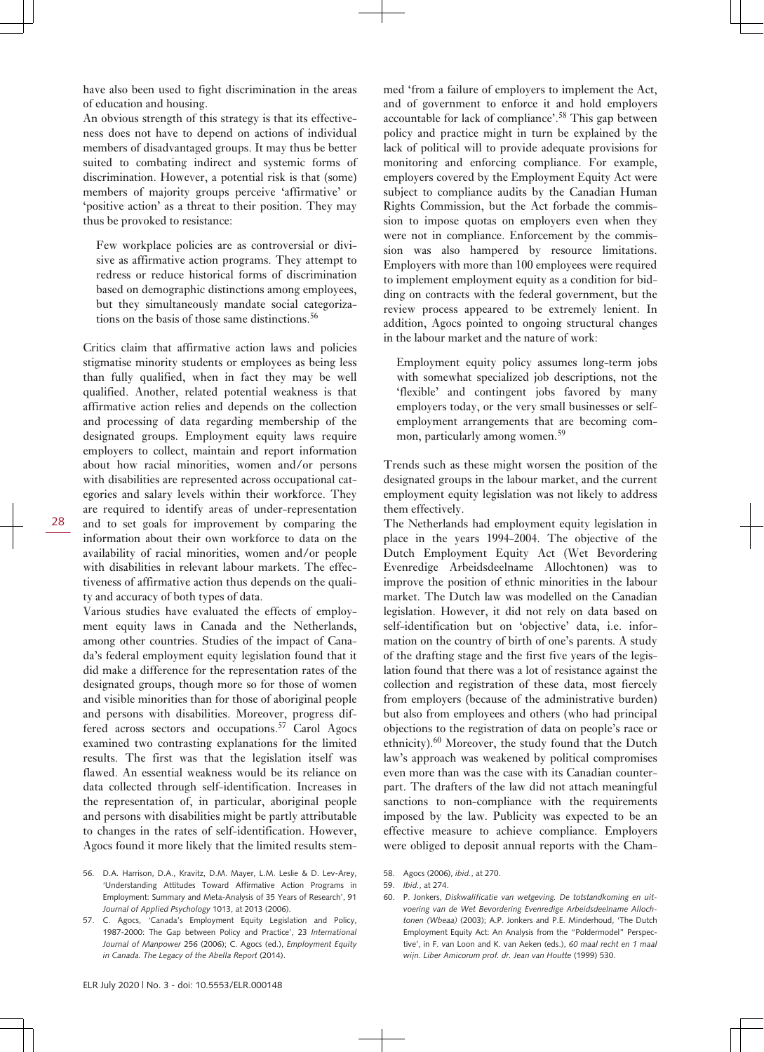have also been used to fight discrimination in the areas of education and housing.

An obvious strength of this strategy is that its effectiveness does not have to depend on actions of individual members of disadvantaged groups. It may thus be better suited to combating indirect and systemic forms of discrimination. However, a potential risk is that (some) members of majority groups perceive 'affirmative' or 'positive action' as a threat to their position. They may thus be provoked to resistance:

> Few workplace policies are as controversial or divisive as affirmative action programs. They attempt to redress or reduce historical forms of discrimination based on demographic distinctions among employees, but they simultaneously mandate social categorizations on the basis of those same distinctions.[56]

Critics claim that affirmative action laws and policies stigmatise minority students or employees as being less than fully qualified, when in fact they may be well qualified. Another, related potential weakness is that affirmative action relies and depends on the collection and processing of data regarding membership of the designated groups. Employment equity laws require employers to collect, maintain and report information about how racial minorities, women and/or persons with disabilities are represented across occupational categories and salary levels within their workforce. They are required to identify areas of under-representation and to set goals for improvement by comparing the information about their own workforce to data on the availability of racial minorities, women and/or people with disabilities in relevant labour markets. The effectiveness of affirmative action thus depends on the quality and accuracy of both types of data.

Various studies have evaluated the effects of employment equity laws in Canada and the Netherlands, among other countries. Studies of the impact of Canada's federal employment equity legislation found that it did make a difference for the representation rates of the designated groups, though more so for those of women and visible minorities than for those of aboriginal people and persons with disabilities. Moreover, progress differed across sectors and occupations.[57] Carol Agocs examined two contrasting explanations for the limited results. The first was that the legislation itself was flawed. An essential weakness would be its reliance on data collected through self-identification. Increases in the representation of, in particular, aboriginal people and persons with disabilities might be partly attributable to changes in the rates of self-identification. However, Agocs found it more likely that the limited results stemmed 'from a failure of employers to implement the Act, and of government to enforce it and hold employers accountable for lack of compliance'.[58] This gap between policy and practice might in turn be explained by the lack of political will to provide adequate provisions for monitoring and enforcing compliance. For example, employers covered by the Employment Equity Act were subject to compliance audits by the Canadian Human Rights Commission, but the Act forbade the commission to impose quotas on employers even when they were not in compliance. Enforcement by the commission was also hampered by resource limitations. Employers with more than 100 employees were required to implement employment equity as a condition for bidding on contracts with the federal government, but the review process appeared to be extremely lenient. In addition, Agocs pointed to ongoing structural changes in the labour market and the nature of work:

> Employment equity policy assumes long-term jobs with somewhat specialized job descriptions, not the 'flexible' and contingent jobs favored by many employers today, or the very small businesses or self-employment arrangements that are becoming common, particularly among women.[59]

Trends such as these might worsen the position of the designated groups in the labour market, and the current employment equity legislation was not likely to address them effectively.

The Netherlands had employment equity legislation in place in the years 1994-2004. The objective of the Dutch Employment Equity Act (Wet Bevordering Evenredige Arbeidsdeelname Allochtonen) was to improve the position of ethnic minorities in the labour market. The Dutch law was modelled on the Canadian legislation. However, it did not rely on data based on self-identification but on 'objective' data, i.e. information on the country of birth of one's parents. A study of the drafting stage and the first five years of the legislation found that there was a lot of resistance against the collection and registration of these data, most fiercely from employers (because of the administrative burden) but also from employees and others (who had principal objections to the registration of data on people's race or ethnicity).[60] Moreover, the study found that the Dutch law's approach was weakened by political compromises even more than was the case with its Canadian counterpart. The drafters of the law did not attach meaningful sanctions to non-compliance with the requirements imposed by the law. Publicity was expected to be an effective measure to achieve compliance. Employers were obliged to deposit annual reports with the Cham-

---

56. D.A. Harrison, D.A., Kravitz, D.M. Mayer, L.M. Leslie & D. Lev-Arey, 'Understanding Attitudes Toward Affirmative Action Programs in Employment: Summary and Meta-Analysis of 35 Years of Research', 91 *Journal of Applied Psychology* 1013, at 2013 (2006).
57. C. Agocs, 'Canada's Employment Equity Legislation and Policy, 1987-2000: The Gap between Policy and Practice', 23 *International Journal of Manpower* 256 (2006); C. Agocs (ed.), *Employment Equity in Canada. The Legacy of the Abella Report* (2014).
58. Agocs (2006), *ibid.*, at 270.
59. *Ibid.*, at 274.
60. P. Jonkers, *Diskwalificatie van wetgeving. De totstandkoming en uitvoering van de Wet Bevordering Evenredige Arbeidsdeelname Allochtonen (Wbeaa)* (2003); A.P. Jonkers and P.E. Minderhoud, 'The Dutch Employment Equity Act: An Analysis from the "Poldermodel" Perspective', in F. van Loon and K. van Aeken (eds.), *60 maal recht en 1 maal wijn. Liber Amicorum prof. dr. Jean van Houtte* (1999) 530.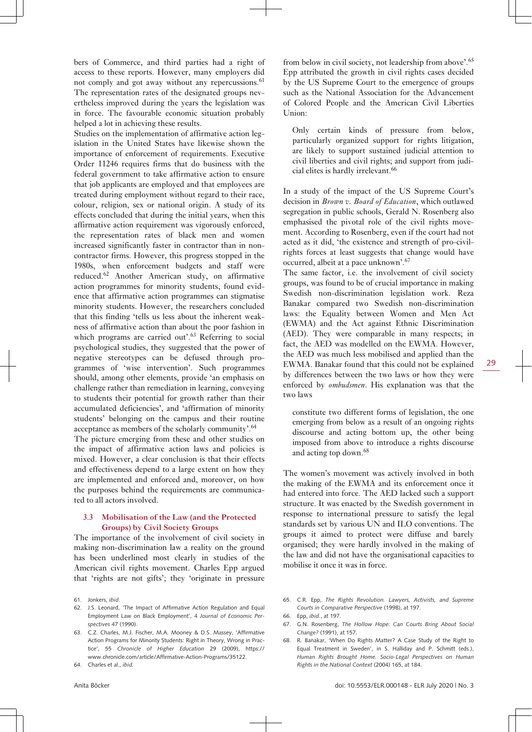bers of Commerce, and third parties had a right of access to these reports. However, many employers did not comply and got away without any repercussions.[61] The representation rates of the designated groups nevertheless improved during the years the legislation was in force. The favourable economic situation probably helped a lot in achieving these results.

Studies on the implementation of affirmative action legislation in the United States have likewise shown the importance of enforcement of requirements. Executive Order 11246 requires firms that do business with the federal government to take affirmative action to ensure that job applicants are employed and that employees are treated during employment without regard to their race, colour, religion, sex or national origin. A study of its effects concluded that during the initial years, when this affirmative action requirement was vigorously enforced, the representation rates of black men and women increased significantly faster in contractor than in non-contractor firms. However, this progress stopped in the 1980s, when enforcement budgets and staff were reduced.[62] Another American study, on affirmative action programmes for minority students, found evidence that affirmative action programmes can stigmatise minority students. However, the researchers concluded that this finding 'tells us less about the inherent weakness of affirmative action than about the poor fashion in which programs are carried out'.[63] Referring to social psychological studies, they suggested that the power of negative stereotypes can be defused through programmes of 'wise intervention'. Such programmes should, among other elements, provide 'an emphasis on challenge rather than remediation in learning, conveying to students their potential for growth rather than their accumulated deficiencies', and 'affirmation of minority students' belonging on the campus and their routine acceptance as members of the scholarly community'.[64]

The picture emerging from these and other studies on the impact of affirmative action laws and policies is mixed. However, a clear conclusion is that their effects and effectiveness depend to a large extent on how they are implemented and enforced and, moreover, on how the purposes behind the requirements are communicated to all actors involved.

### 3.3 Mobilisation of the Law (and the Protected Groups) by Civil Society Groups

The importance of the involvement of civil society in making non-discrimination law a reality on the ground has been underlined most clearly in studies of the American civil rights movement. Charles Epp argued that 'rights are not gifts'; they 'originate in pressure from below in civil society, not leadership from above'.[65] Epp attributed the growth in civil rights cases decided by the US Supreme Court to the emergence of groups such as the National Association for the Advancement of Colored People and the American Civil Liberties Union:

> Only certain kinds of pressure from below, particularly organized support for rights litigation, are likely to support sustained judicial attention to civil liberties and civil rights; and support from judicial elites is hardly irrelevant.[66]

In a study of the impact of the US Supreme Court's decision in *Brown v. Board of Education*, which outlawed segregation in public schools, Gerald N. Rosenberg also emphasised the pivotal role of the civil rights movement. According to Rosenberg, even if the court had not acted as it did, 'the existence and strength of pro-civil-rights forces at least suggests that change would have occurred, albeit at a pace unknown'.[67]

The same factor, i.e. the involvement of civil society groups, was found to be of crucial importance in making Swedish non-discrimination legislation work. Reza Banakar compared two Swedish non-discrimination laws: the Equality between Women and Men Act (EWMA) and the Act against Ethnic Discrimination (AED). They were comparable in many respects; in fact, the AED was modelled on the EWMA. However, the AED was much less mobilised and applied than the EWMA. Banakar found that this could not be explained by differences between the two laws or how they were enforced by *ombudsmen*. His explanation was that the two laws

> constitute two different forms of legislation, the one emerging from below as a result of an ongoing rights discourse and acting bottom up, the other being imposed from above to introduce a rights discourse and acting top down.[68]

The women's movement was actively involved in both the making of the EWMA and its enforcement once it had entered into force. The AED lacked such a support structure. It was enacted by the Swedish government in response to international pressure to satisfy the legal standards set by various UN and ILO conventions. The groups it aimed to protect were diffuse and barely organised; they were hardly involved in the making of the law and did not have the organisational capacities to mobilise it once it was in force.

---

61. Jonkers, *ibid*.
62. J.S. Leonard, 'The Impact of Affirmative Action Regulation and Equal Employment Law on Black Employment', 4 *Journal of Economic Perspectives* 47 (1990).
63. C.Z. Charles, M.J. Fischer, M.A. Mooney & D.S. Massey, 'Affirmative Action Programs for Minority Students: Right in Theory, Wrong in Practice', 55 *Chronicle of Higher Education* 29 (2009), https://www.chronicle.com/article/Affirmative-Action-Programs/35122.
64. Charles et al., *ibid*.
65. C.R. Epp, *The Rights Revolution. Lawyers, Activists, and Supreme Courts in Comparative Perspective* (1998), at 197.
66. Epp, *ibid.*, at 197.
67. G.N. Rosenberg, *The Hollow Hope: Can Courts Bring About Social Change?* (1991), at 157.
68. R. Banakar, 'When Do Rights Matter? A Case Study of the Right to Equal Treatment in Sweden', in S. Halliday and P. Schmitt (eds.), *Human Rights Brought Home. Socio-Legal Perspectives on Human Rights in the National Context* (2004) 165, at 184.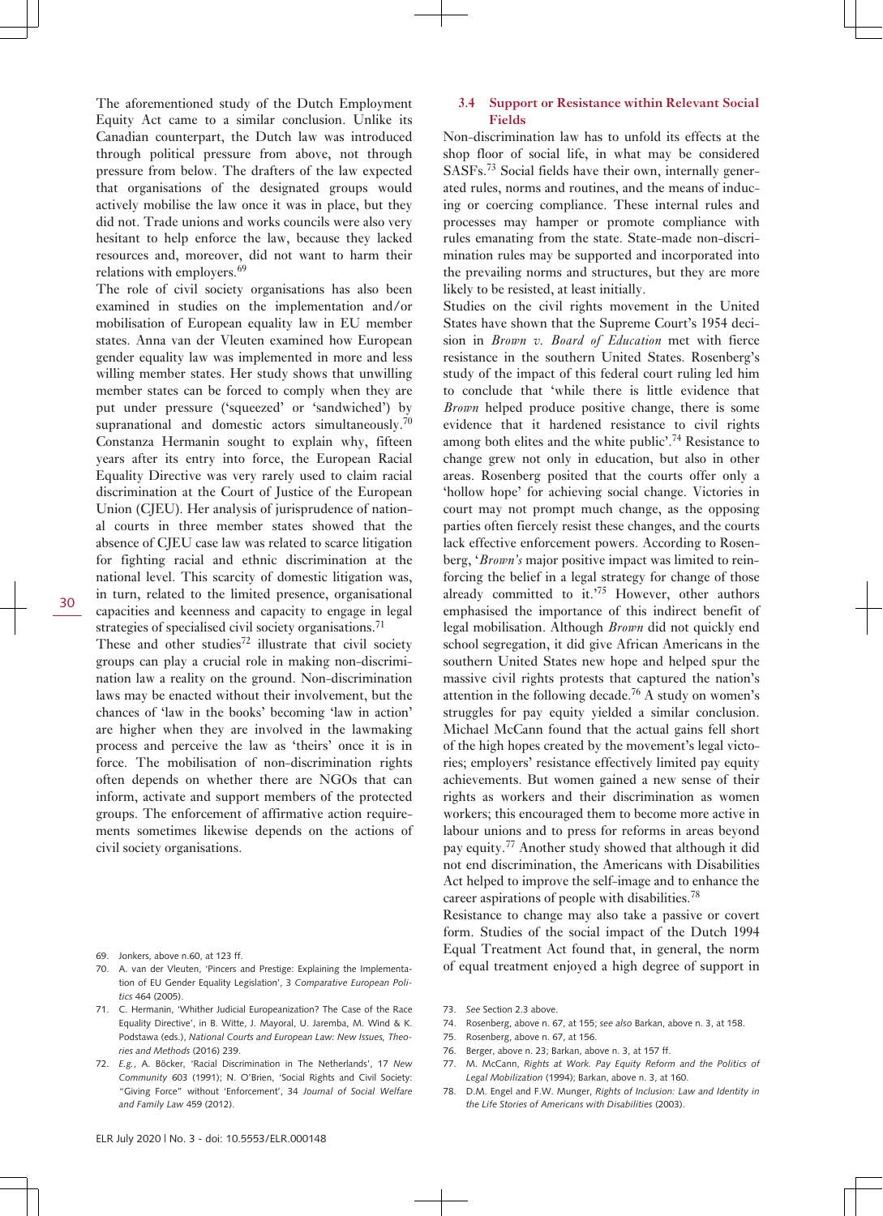The aforementioned study of the Dutch Employment Equity Act came to a similar conclusion. Unlike its Canadian counterpart, the Dutch law was introduced through political pressure from above, not through pressure from below. The drafters of the law expected that organisations of the designated groups would actively mobilise the law once it was in place, but they did not. Trade unions and works councils were also very hesitant to help enforce the law, because they lacked resources and, moreover, did not want to harm their relations with employers.[69]

The role of civil society organisations has also been examined in studies on the implementation and/or mobilisation of European equality law in EU member states. Anna van der Vleuten examined how European gender equality law was implemented in more and less willing member states. Her study shows that unwilling member states can be forced to comply when they are put under pressure ('squeezed' or 'sandwiched') by supranational and domestic actors simultaneously.[70] Constanza Hermanin sought to explain why, fifteen years after its entry into force, the European Racial Equality Directive was very rarely used to claim racial discrimination at the Court of Justice of the European Union (CJEU). Her analysis of jurisprudence of national courts in three member states showed that the absence of CJEU case law was related to scarce litigation for fighting racial and ethnic discrimination at the national level. This scarcity of domestic litigation was, in turn, related to the limited presence, organisational capacities and keenness and capacity to engage in legal strategies of specialised civil society organisations.[71]

These and other studies[72] illustrate that civil society groups can play a crucial role in making non-discrimination law a reality on the ground. Non-discrimination laws may be enacted without their involvement, but the chances of 'law in the books' becoming 'law in action' are higher when they are involved in the lawmaking process and perceive the law as 'theirs' once it is in force. The mobilisation of non-discrimination rights often depends on whether there are NGOs that can inform, activate and support members of the protected groups. The enforcement of affirmative action requirements sometimes likewise depends on the actions of civil society organisations.

### 3.4 Support or Resistance within Relevant Social Fields

Non-discrimination law has to unfold its effects at the shop floor of social life, in what may be considered SASFs.[73] Social fields have their own, internally generated rules, norms and routines, and the means of inducing or coercing compliance. These internal rules and processes may hamper or promote compliance with rules emanating from the state. State-made non-discrimination rules may be supported and incorporated into the prevailing norms and structures, but they are more likely to be resisted, at least initially.

Studies on the civil rights movement in the United States have shown that the Supreme Court's 1954 decision in *Brown v. Board of Education* met with fierce resistance in the southern United States. Rosenberg's study of the impact of this federal court ruling led him to conclude that 'while there is little evidence that *Brown* helped produce positive change, there is some evidence that it hardened resistance to civil rights among both elites and the white public'.[74] Resistance to change grew not only in education, but also in other areas. Rosenberg posited that the courts offer only a 'hollow hope' for achieving social change. Victories in court may not prompt much change, as the opposing parties often fiercely resist these changes, and the courts lack effective enforcement powers. According to Rosenberg, '*Brown's* major positive impact was limited to reinforcing the belief in a legal strategy for change of those already committed to it.'[75] However, other authors emphasised the importance of this indirect benefit of legal mobilisation. Although *Brown* did not quickly end school segregation, it did give African Americans in the southern United States new hope and helped spur the massive civil rights protests that captured the nation's attention in the following decade.[76] A study on women's struggles for pay equity yielded a similar conclusion. Michael McCann found that the actual gains fell short of the high hopes created by the movement's legal victories; employers' resistance effectively limited pay equity achievements. But women gained a new sense of their rights as workers and their discrimination as women workers; this encouraged them to become more active in labour unions and to press for reforms in areas beyond pay equity.[77] Another study showed that although it did not end discrimination, the Americans with Disabilities Act helped to improve the self-image and to enhance the career aspirations of people with disabilities.[78]

Resistance to change may also take a passive or covert form. Studies of the social impact of the Dutch 1994 Equal Treatment Act found that, in general, the norm of equal treatment enjoyed a high degree of support in

---

69. Jonkers, above n.60, at 123 ff.
70. A. van der Vleuten, 'Pincers and Prestige: Explaining the Implementation of EU Gender Equality Legislation', 3 *Comparative European Politics* 464 (2005).
71. C. Hermanin, 'Whither Judicial Europeanization? The Case of the Race Equality Directive', in B. Witte, J. Mayoral, U. Jaremba, M. Wind & K. Podstawa (eds.), *National Courts and European Law: New Issues, Theories and Methods* (2016) 239.
72. *E.g.*, A. Böcker, 'Racial Discrimination in The Netherlands', 17 *New Community* 603 (1991); N. O'Brien, 'Social Rights and Civil Society: "Giving Force" without 'Enforcement', 34 *Journal of Social Welfare and Family Law* 459 (2012).
73. *See* Section 2.3 above.
74. Rosenberg, above n. 67, at 155; *see also* Barkan, above n. 3, at 158.
75. Rosenberg, above n. 67, at 156.
76. Berger, above n. 23; Barkan, above n. 3, at 157 ff.
77. M. McCann, *Rights at Work. Pay Equity Reform and the Politics of Legal Mobilization* (1994); Barkan, above n. 3, at 160.
78. D.M. Engel and F.W. Munger, *Rights of Inclusion: Law and Identity in the Life Stories of Americans with Disabilities* (2003).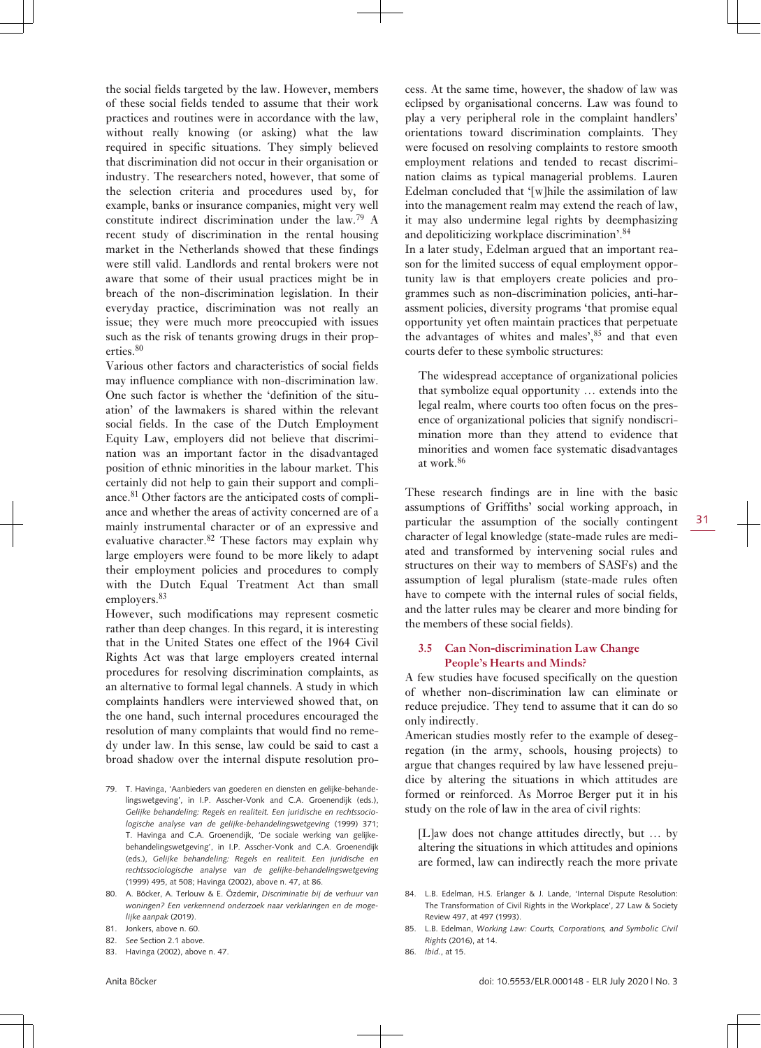the social fields targeted by the law. However, members of these social fields tended to assume that their work practices and routines were in accordance with the law, without really knowing (or asking) what the law required in specific situations. They simply believed that discrimination did not occur in their organisation or industry. The researchers noted, however, that some of the selection criteria and procedures used by, for example, banks or insurance companies, might very well constitute indirect discrimination under the law.[79] A recent study of discrimination in the rental housing market in the Netherlands showed that these findings were still valid. Landlords and rental brokers were not aware that some of their usual practices might be in breach of the non-discrimination legislation. In their everyday practice, discrimination was not really an issue; they were much more preoccupied with issues such as the risk of tenants growing drugs in their properties.[80]

Various other factors and characteristics of social fields may influence compliance with non-discrimination law. One such factor is whether the 'definition of the situation' of the lawmakers is shared within the relevant social fields. In the case of the Dutch Employment Equity Law, employers did not believe that discrimination was an important factor in the disadvantaged position of ethnic minorities in the labour market. This certainly did not help to gain their support and compliance.[81] Other factors are the anticipated costs of compliance and whether the areas of activity concerned are of a mainly instrumental character or of an expressive and evaluative character.[82] These factors may explain why large employers were found to be more likely to adapt their employment policies and procedures to comply with the Dutch Equal Treatment Act than small employers.[83]

However, such modifications may represent cosmetic rather than deep changes. In this regard, it is interesting that in the United States one effect of the 1964 Civil Rights Act was that large employers created internal procedures for resolving discrimination complaints, as an alternative to formal legal channels. A study in which complaints handlers were interviewed showed that, on the one hand, such internal procedures encouraged the resolution of many complaints that would find no remedy under law. In this sense, law could be said to cast a broad shadow over the internal dispute resolution process. At the same time, however, the shadow of law was eclipsed by organisational concerns. Law was found to play a very peripheral role in the complaint handlers' orientations toward discrimination complaints. They were focused on resolving complaints to restore smooth employment relations and tended to recast discrimination claims as typical managerial problems. Lauren Edelman concluded that '[w]hile the assimilation of law into the management realm may extend the reach of law, it may also undermine legal rights by deemphasizing and depoliticizing workplace discrimination'.[84]

In a later study, Edelman argued that an important reason for the limited success of equal employment opportunity law is that employers create policies and programmes such as non-discrimination policies, anti-harassment policies, diversity programs 'that promise equal opportunity yet often maintain practices that perpetuate the advantages of whites and males',[85] and that even courts defer to these symbolic structures:

> The widespread acceptance of organizational policies that symbolize equal opportunity … extends into the legal realm, where courts too often focus on the presence of organizational policies that signify nondiscrimination more than they attend to evidence that minorities and women face systematic disadvantages at work.[86]

These research findings are in line with the basic assumptions of Griffiths' social working approach, in particular the assumption of the socially contingent character of legal knowledge (state-made rules are mediated and transformed by intervening social rules and structures on their way to members of SASFs) and the assumption of legal pluralism (state-made rules often have to compete with the internal rules of social fields, and the latter rules may be clearer and more binding for the members of these social fields).

### 3.5 Can Non-discrimination Law Change People's Hearts and Minds?

A few studies have focused specifically on the question of whether non-discrimination law can eliminate or reduce prejudice. They tend to assume that it can do so only indirectly.

American studies mostly refer to the example of desegregation (in the army, schools, housing projects) to argue that changes required by law have lessened prejudice by altering the situations in which attitudes are formed or reinforced. As Morroe Berger put it in his study on the role of law in the area of civil rights:

> [L]aw does not change attitudes directly, but … by altering the situations in which attitudes and opinions are formed, law can indirectly reach the more private

79. T. Havinga, 'Aanbieders van goederen en diensten en gelijke-behandelingswetgeving', in I.P. Asscher-Vonk and C.A. Groenendijk (eds.), *Gelijke behandeling: Regels en realiteit. Een juridische en rechtssociologische analyse van de gelijke-behandelingswetgeving* (1999) 371; T. Havinga and C.A. Groenendijk, 'De sociale werking van gelijkebehandelingswetgeving', in I.P. Asscher-Vonk and C.A. Groenendijk (eds.), *Gelijke behandeling: Regels en realiteit. Een juridische en rechtssociologische analyse van de gelijke-behandelingswetgeving* (1999) 495, at 508; Havinga (2002), above n. 47, at 86.
80. A. Böcker, A. Terlouw & E. Özdemir, *Discriminatie bij de verhuur van woningen? Een verkennend onderzoek naar verklaringen en de mogelijke aanpak* (2019).
81. Jonkers, above n. 60.
82. *See* Section 2.1 above.
83. Havinga (2002), above n. 47.
84. L.B. Edelman, H.S. Erlanger & J. Lande, 'Internal Dispute Resolution: The Transformation of Civil Rights in the Workplace', 27 Law & Society Review 497, at 497 (1993).
85. L.B. Edelman, *Working Law: Courts, Corporations, and Symbolic Civil Rights* (2016), at 14.
86. *Ibid.*, at 15.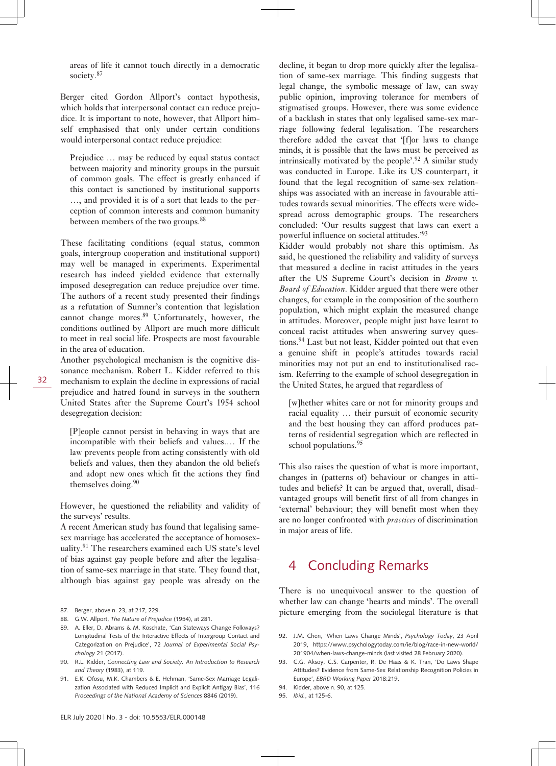areas of life it cannot touch directly in a democratic society.[87]

Berger cited Gordon Allport's contact hypothesis, which holds that interpersonal contact can reduce prejudice. It is important to note, however, that Allport himself emphasised that only under certain conditions would interpersonal contact reduce prejudice:

> Prejudice … may be reduced by equal status contact between majority and minority groups in the pursuit of common goals. The effect is greatly enhanced if this contact is sanctioned by institutional supports …, and provided it is of a sort that leads to the perception of common interests and common humanity between members of the two groups.[88]

These facilitating conditions (equal status, common goals, intergroup cooperation and institutional support) may well be managed in experiments. Experimental research has indeed yielded evidence that externally imposed desegregation can reduce prejudice over time. The authors of a recent study presented their findings as a refutation of Sumner's contention that legislation cannot change mores.[89] Unfortunately, however, the conditions outlined by Allport are much more difficult to meet in real social life. Prospects are most favourable in the area of education.

Another psychological mechanism is the cognitive dissonance mechanism. Robert L. Kidder referred to this mechanism to explain the decline in expressions of racial prejudice and hatred found in surveys in the southern United States after the Supreme Court's 1954 school desegregation decision:

> [P]eople cannot persist in behaving in ways that are incompatible with their beliefs and values.… If the law prevents people from acting consistently with old beliefs and values, then they abandon the old beliefs and adopt new ones which fit the actions they find themselves doing.[90]

However, he questioned the reliability and validity of the surveys' results.

A recent American study has found that legalising same-sex marriage has accelerated the acceptance of homosexuality.[91] The researchers examined each US state's level of bias against gay people before and after the legalisation of same-sex marriage in that state. They found that, although bias against gay people was already on the decline, it began to drop more quickly after the legalisation of same-sex marriage. This finding suggests that legal change, the symbolic message of law, can sway public opinion, improving tolerance for members of stigmatised groups. However, there was some evidence of a backlash in states that only legalised same-sex marriage following federal legalisation. The researchers therefore added the caveat that '[f]or laws to change minds, it is possible that the laws must be perceived as intrinsically motivated by the people'.[92] A similar study was conducted in Europe. Like its US counterpart, it found that the legal recognition of same-sex relationships was associated with an increase in favourable attitudes towards sexual minorities. The effects were widespread across demographic groups. The researchers concluded: 'Our results suggest that laws can exert a powerful influence on societal attitudes.'[93]

Kidder would probably not share this optimism. As said, he questioned the reliability and validity of surveys that measured a decline in racist attitudes in the years after the US Supreme Court's decision in *Brown v. Board of Education*. Kidder argued that there were other changes, for example in the composition of the southern population, which might explain the measured change in attitudes. Moreover, people might just have learnt to conceal racist attitudes when answering survey questions.[94] Last but not least, Kidder pointed out that even a genuine shift in people's attitudes towards racial minorities may not put an end to institutionalised racism. Referring to the example of school desegregation in the United States, he argued that regardless of

> [w]hether whites care or not for minority groups and racial equality … their pursuit of economic security and the best housing they can afford produces patterns of residential segregation which are reflected in school populations.[95]

This also raises the question of what is more important, changes in (patterns of) behaviour or changes in attitudes and beliefs? It can be argued that, overall, disadvantaged groups will benefit first of all from changes in 'external' behaviour; they will benefit most when they are no longer confronted with *practices* of discrimination in major areas of life.

## 4 Concluding Remarks

There is no unequivocal answer to the question of whether law can change 'hearts and minds'. The overall picture emerging from the sociolegal literature is that

87. Berger, above n. 23, at 217, 229.
88. G.W. Allport, *The Nature of Prejudice* (1954), at 281.
89. A. Eller, D. Abrams & M. Koschate, 'Can Stateways Change Folkways? Longitudinal Tests of the Interactive Effects of Intergroup Contact and Categorization on Prejudice', 72 *Journal of Experimental Social Psychology* 21 (2017).
90. R.L. Kidder, *Connecting Law and Society. An Introduction to Research and Theory* (1983), at 119.
91. E.K. Ofosu, M.K. Chambers & E. Hehman, 'Same-Sex Marriage Legalization Associated with Reduced Implicit and Explicit Antigay Bias', 116 *Proceedings of the National Academy of Sciences* 8846 (2019).
92. J.M. Chen, 'When Laws Change Minds', *Psychology Today*, 23 April 2019, https://www.psychologytoday.com/ie/blog/race-in-new-world/201904/when-laws-change-minds (last visited 28 February 2020).
93. C.G. Aksoy, C.S. Carpenter, R. De Haas & K. Tran, 'Do Laws Shape Attitudes? Evidence from Same-Sex Relationship Recognition Policies in Europe', *EBRD Working Paper* 2018:219.
94. Kidder, above n. 90, at 125.
95. *Ibid.*, at 125-6.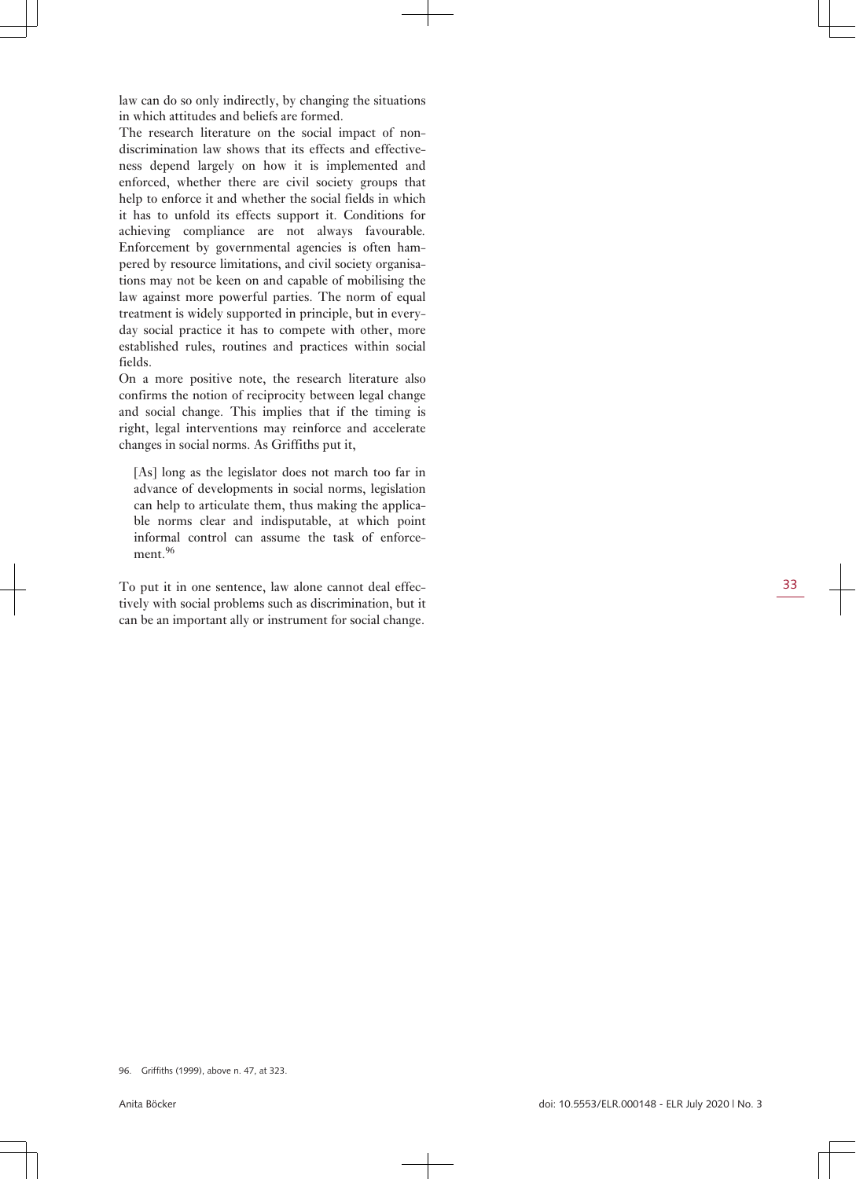law can do so only indirectly, by changing the situations in which attitudes and beliefs are formed.

The research literature on the social impact of non-discrimination law shows that its effects and effectiveness depend largely on how it is implemented and enforced, whether there are civil society groups that help to enforce it and whether the social fields in which it has to unfold its effects support it. Conditions for achieving compliance are not always favourable. Enforcement by governmental agencies is often hampered by resource limitations, and civil society organisations may not be keen on and capable of mobilising the law against more powerful parties. The norm of equal treatment is widely supported in principle, but in everyday social practice it has to compete with other, more established rules, routines and practices within social fields.

On a more positive note, the research literature also confirms the notion of reciprocity between legal change and social change. This implies that if the timing is right, legal interventions may reinforce and accelerate changes in social norms. As Griffiths put it,

> [As] long as the legislator does not march too far in advance of developments in social norms, legislation can help to articulate them, thus making the applicable norms clear and indisputable, at which point informal control can assume the task of enforcement.[96]

To put it in one sentence, law alone cannot deal effectively with social problems such as discrimination, but it can be an important ally or instrument for social change.

96. Griffiths (1999), above n. 47, at 323.